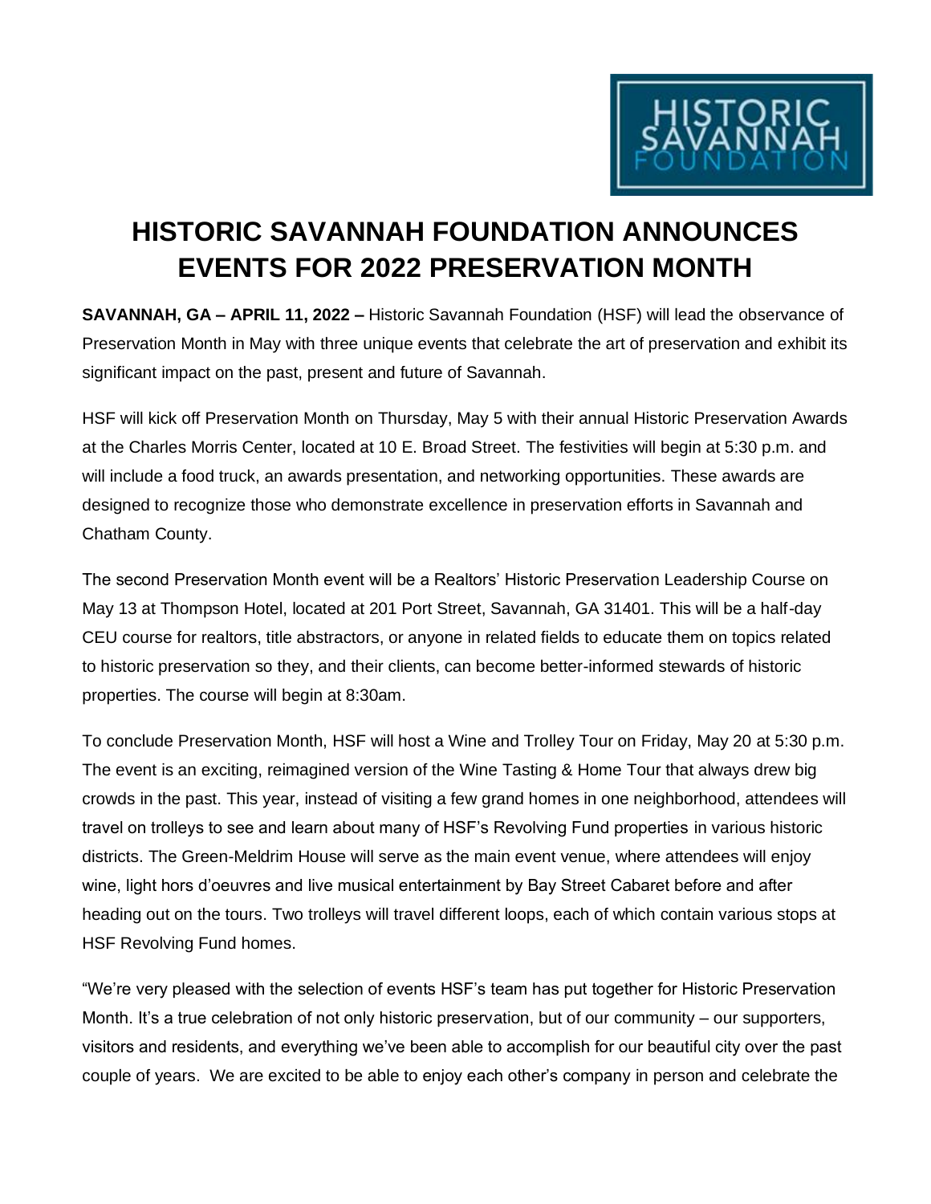# HISTORIC SAVANNAH FOUNDATION ANNOUNCES EVENTS FOR 2022 PRESERVATION MONTH

**SAVANNAH, GA – APRIL 11, 2022 –** Historic Savannah Foundation (HSF) will lead the observance of Preservation Month in May with three unique events that celebrate the art of preservation and exhibit its significant impact on the past, present and future of Savannah.

HSF will kick off Preservation Month on Thursday, May 5 with their annual Historic Preservation Awards at the Charles Morris Center, located at 10 E. Broad Street. The festivities will begin at 5:30 p.m. and will include a food truck, an awards presentation, and networking opportunities. These awards are designed to recognize those who demonstrate excellence in preservation efforts in Savannah and Chatham County.

The second Preservation Month event will be a Realtors' Historic Preservation Leadership Course on May 13 at Thompson Hotel, located at 201 Port Street, Savannah, GA 31401. This will be a half-day CEU course for realtors, title abstractors, or anyone in related fields to educate them on topics related to historic preservation so they, and their clients, can become better-informed stewards of historic properties. The course will begin at 8:30am.

To conclude Preservation Month, HSF will host a Wine and Trolley Tour on Friday, May 20 at 5:30 p.m. The event is an exciting, reimagined version of the Wine Tasting & Home Tour that always drew big crowds in the past. This year, instead of visiting a few grand homes in one neighborhood, attendees will travel on trolleys to see and learn about many of HSF's Revolving Fund properties in various historic districts. The Green-Meldrim House will serve as the main event venue, where attendees will enjoy wine, light hors d'oeuvres and live musical entertainment by Bay Street Cabaret before and after heading out on the tours. Two trolleys will travel different loops, each of which contain various stops at HSF Revolving Fund homes.

"We're very pleased with the selection of events HSF's team has put together for Historic Preservation Month. It's a true celebration of not only historic preservation, but of our community – our supporters, visitors and residents, and everything we've been able to accomplish for our beautiful city over the past couple of years. We are excited to be able to enjoy each other's company in person and celebrate the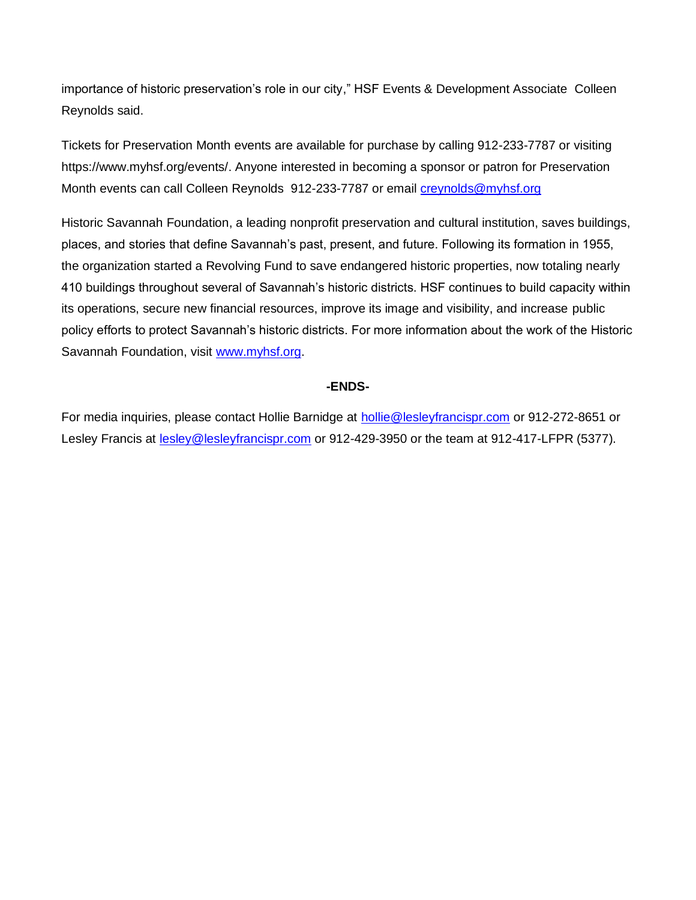importance of historic preservation's role in our city," HSF Events & Development Associate Colleen Reynolds said.

Tickets for Preservation Month events are available for purchase by calling 912-233-7787 or visiting https://www.myhsf.org/events/. Anyone interested in becoming a sponsor or patron for Preservation Month events can call Colleen Reynolds 912-233-7787 or email creynolds@myhsf.org

Historic Savannah Foundation, a leading nonprofit preservation and cultural institution, saves buildings, places, and stories that define Savannah's past, present, and future. Following its formation in 1955, the organization started a Revolving Fund to save endangered historic properties, now totaling nearly 410 buildings throughout several of Savannah's historic districts. HSF continues to build capacity within its operations, secure new financial resources, improve its image and visibility, and increase public policy efforts to protect Savannah's historic districts. For more information about the work of the Historic Savannah Foundation, visit www.myhsf.org.

**-ENDS-**

For media inquiries, please contact Hollie Barnidge at hollie@lesleyfrancispr.com or 912-272-8651 or Lesley Francis at lesley@lesleyfrancispr.com or 912-429-3950 or the team at 912-417-LFPR (5377).